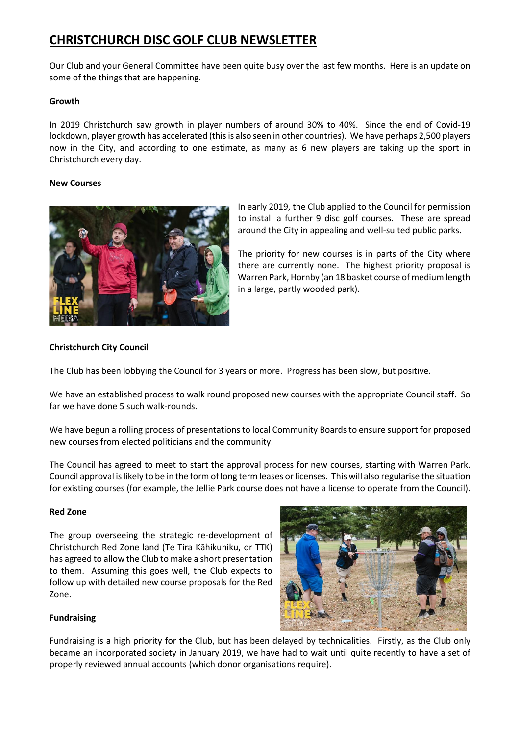# CHRISTCHURCH DISC GOLF CLUB NEWSLETTER

Our Club and your General Committee have been quite busy over the last few months. Here is an update on some of the things that are happening.

**Growth**

In 2019 Christchurch saw growth in player numbers of around 30% to 40%. Since the end of Covid-19 lockdown, player growth has accelerated (this is also seen in other countries). We have perhaps 2,500 players now in the City, and according to one estimate, as many as 6 new players are taking up the sport in Christchurch every day.

**New Courses**

In early 2019, the Club applied to the Council for permission to install a further 9 disc golf courses. These are spread around the City in appealing and well-suited public parks.

The priority for new courses is in parts of the City where there are currently none. The highest priority proposal is Warren Park, Hornby (an 18 basket course of medium length in a large, partly wooded park).

**Christchurch City Council**

The Club has been lobbying the Council for 3 years or more. Progress has been slow, but positive.

We have an established process to walk round proposed new courses with the appropriate Council staff. So far we have done 5 such walk-rounds.

We have begun a rolling process of presentations to local Community Boards to ensure support for proposed new courses from elected politicians and the community.

The Council has agreed to meet to start the approval process for new courses, starting with Warren Park. Council approval is likely to be in the form of long term leases or licenses. This will also regularise the situation for existing courses (for example, the Jellie Park course does not have a license to operate from the Council).

**Red Zone**

The group overseeing the strategic re-development of Christchurch Red Zone land (Te Tira Kāhikuhiku, or TTK) has agreed to allow the Club to make a short presentation to them. Assuming this goes well, the Club expects to follow up with detailed new course proposals for the Red Zone.

**Fundraising**

Fundraising is a high priority for the Club, but has been delayed by technicalities. Firstly, as the Club only became an incorporated society in January 2019, we have had to wait until quite recently to have a set of properly reviewed annual accounts (which donor organisations require).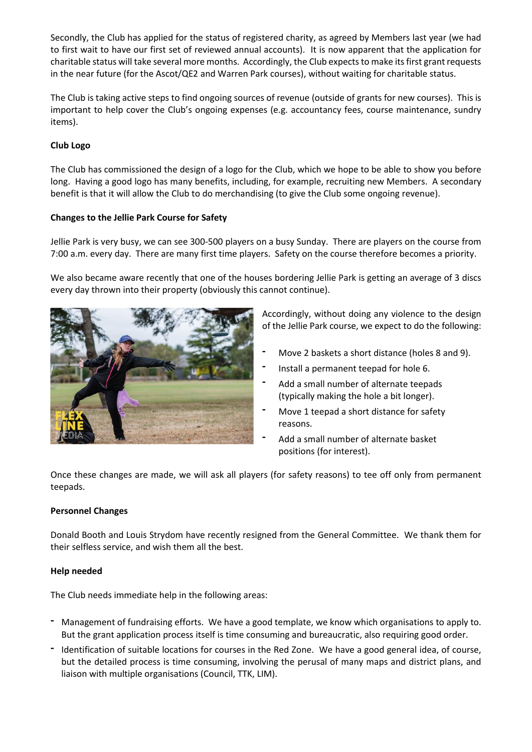Secondly, the Club has applied for the status of registered charity, as agreed by Members last year (we had to first wait to have our first set of reviewed annual accounts). It is now apparent that the application for charitable status will take several more months. Accordingly, the Club expects to make its first grant requests in the near future (for the Ascot/QE2 and Warren Park courses), without waiting for charitable status.

The Club is taking active steps to find ongoing sources of revenue (outside of grants for new courses). This is important to help cover the Club's ongoing expenses (e.g. accountancy fees, course maintenance, sundry items).

**Club Logo**

The Club has commissioned the design of a logo for the Club, which we hope to be able to show you before long. Having a good logo has many benefits, including, for example, recruiting new Members. A secondary benefit is that it will allow the Club to do merchandising (to give the Club some ongoing revenue).

**Changes to the Jellie Park Course for Safety**

Jellie Park is very busy, we can see 300-500 players on a busy Sunday. There are players on the course from 7:00 a.m. every day. There are many first time players. Safety on the course therefore becomes a priority.

We also became aware recently that one of the houses bordering Jellie Park is getting an average of 3 discs every day thrown into their property (obviously this cannot continue).

Accordingly, without doing any violence to the design of the Jellie Park course, we expect to do the following:

- Move 2 baskets a short distance (holes 8 and 9).
- Install a permanent teepad for hole 6.
- Add a small number of alternate teepads (typically making the hole a bit longer).
- Move 1 teepad a short distance for safety reasons.
- Add a small number of alternate basket positions (for interest).

Once these changes are made, we will ask all players (for safety reasons) to tee off only from permanent teepads.

**Personnel Changes**

Donald Booth and Louis Strydom have recently resigned from the General Committee. We thank them for their selfless service, and wish them all the best.

**Help needed**

The Club needs immediate help in the following areas:

- Management of fundraising efforts. We have a good template, we know which organisations to apply to. But the grant application process itself is time consuming and bureaucratic, also requiring good order.
- Identification of suitable locations for courses in the Red Zone. We have a good general idea, of course, but the detailed process is time consuming, involving the perusal of many maps and district plans, and liaison with multiple organisations (Council, TTK, LIM).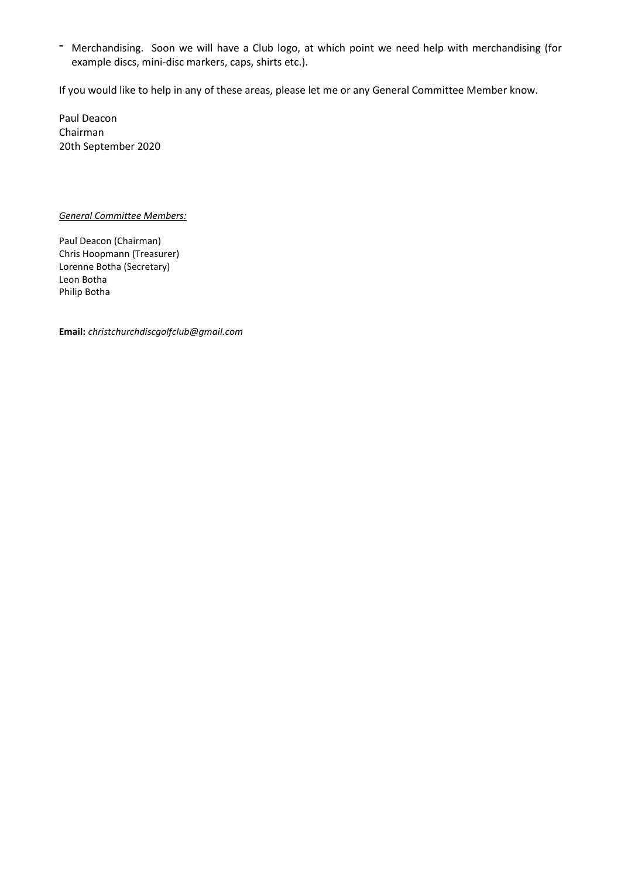- Merchandising. Soon we will have a Club logo, at which point we need help with merchandising (for example discs, mini-disc markers, caps, shirts etc.).

If you would like to help in any of these areas, please let me or any General Committee Member know.

Paul Deacon
Chairman
20th September 2020

*General Committee Members:*

Paul Deacon (Chairman)
Chris Hoopmann (Treasurer)
Lorenne Botha (Secretary)
Leon Botha
Philip Botha

**Email:** *christchurchdiscgolfclub@gmail.com*